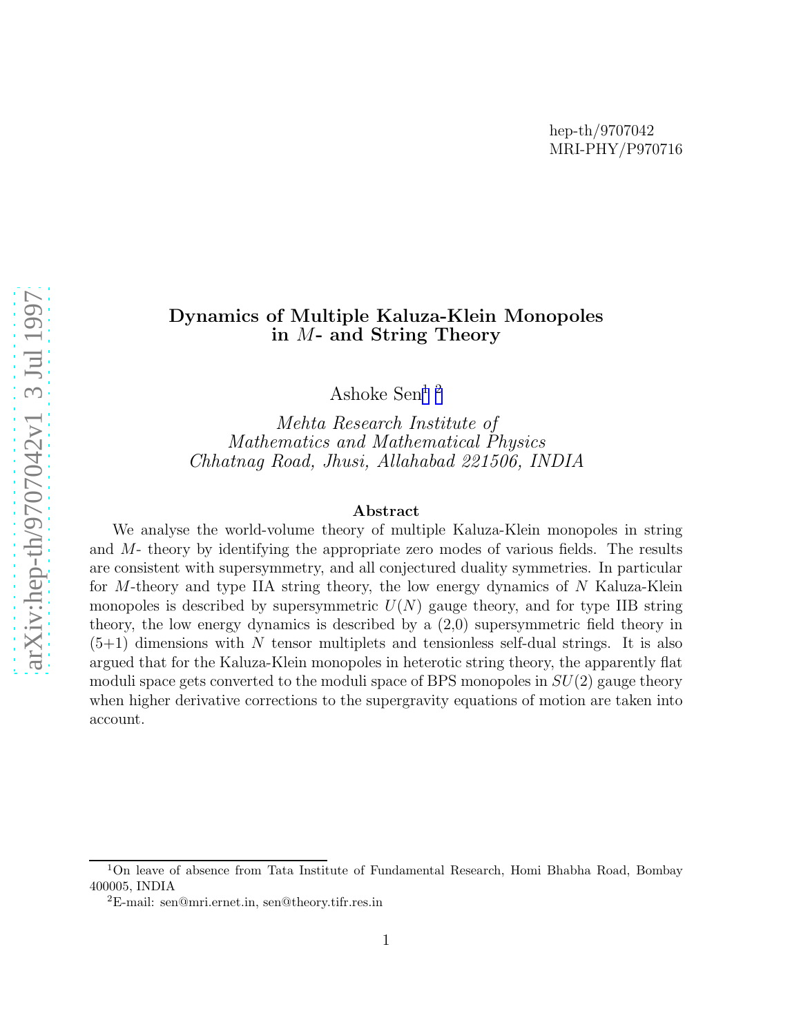hep-th/9707042
MRI-PHY/P970716

# Dynamics of Multiple Kaluza-Klein Monopoles in $M$- and String Theory

Ashoke Sen[1] [2]

*Mehta Research Institute of Mathematics and Mathematical Physics*
*Chhatnag Road, Jhusi, Allahabad 221506, INDIA*

## Abstract

We analyse the world-volume theory of multiple Kaluza-Klein monopoles in string and $M$- theory by identifying the appropriate zero modes of various fields. The results are consistent with supersymmetry, and all conjectured duality symmetries. In particular for $M$-theory and type IIA string theory, the low energy dynamics of $N$ Kaluza-Klein monopoles is described by supersymmetric $U(N)$ gauge theory, and for type IIB string theory, the low energy dynamics is described by a (2,0) supersymmetric field theory in (5+1) dimensions with $N$ tensor multiplets and tensionless self-dual strings. It is also argued that for the Kaluza-Klein monopoles in heterotic string theory, the apparently flat moduli space gets converted to the moduli space of BPS monopoles in $SU(2)$ gauge theory when higher derivative corrections to the supergravity equations of motion are taken into account.

[1] On leave of absence from Tata Institute of Fundamental Research, Homi Bhabha Road, Bombay 400005, INDIA

[2] E-mail: sen@mri.ernet.in, sen@theory.tifr.res.in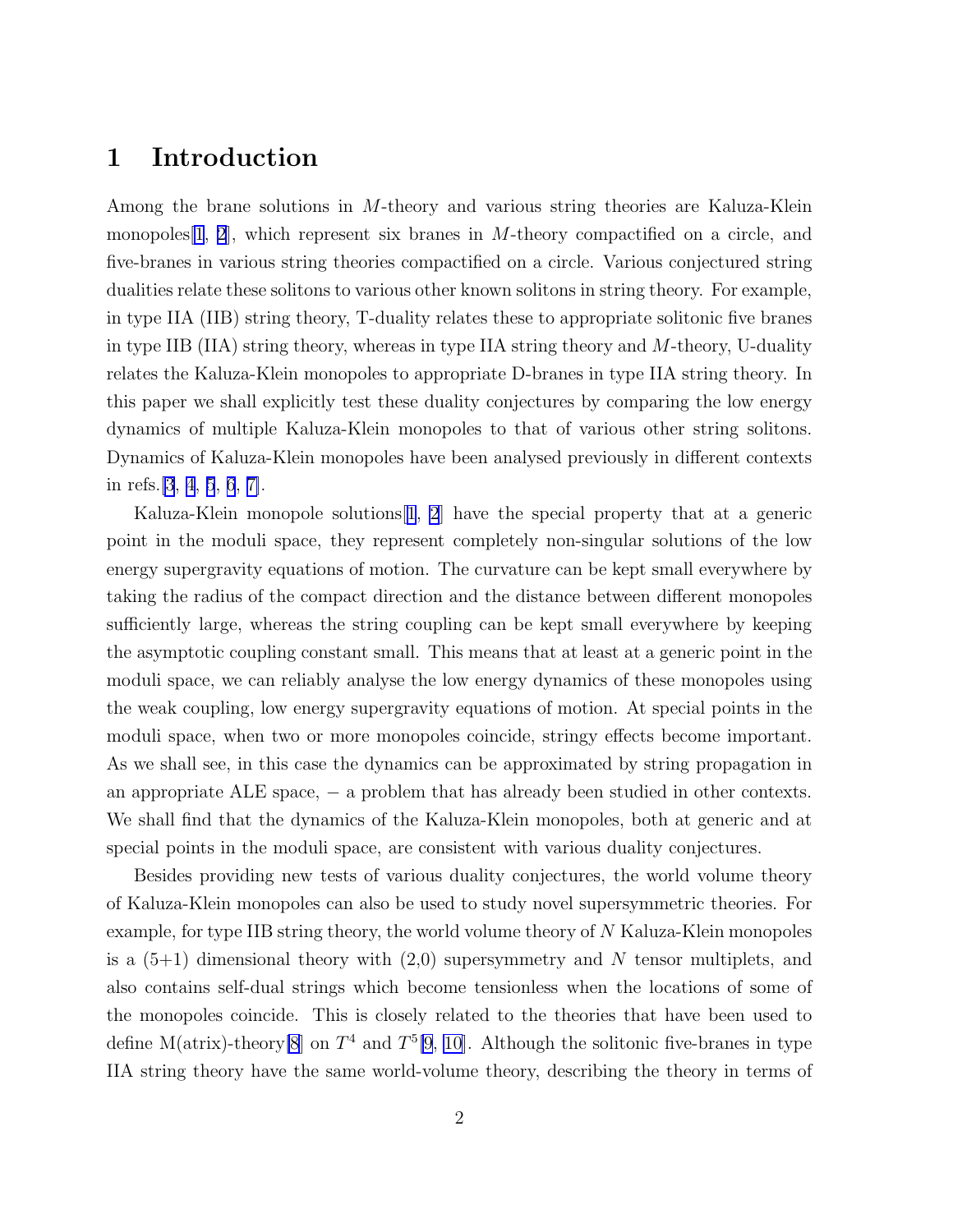# 1 Introduction

Among the brane solutions in $M$-theory and various string theories are Kaluza-Klein monopoles[1, 2], which represent six branes in $M$-theory compactified on a circle, and five-branes in various string theories compactified on a circle. Various conjectured string dualities relate these solitons to various other known solitons in string theory. For example, in type IIA (IIB) string theory, T-duality relates these to appropriate solitonic five branes in type IIB (IIA) string theory, whereas in type IIA string theory and $M$-theory, U-duality relates the Kaluza-Klein monopoles to appropriate D-branes in type IIA string theory. In this paper we shall explicitly test these duality conjectures by comparing the low energy dynamics of multiple Kaluza-Klein monopoles to that of various other string solitons. Dynamics of Kaluza-Klein monopoles have been analysed previously in different contexts in refs.[3, 4, 5, 6, 7].

Kaluza-Klein monopole solutions[1, 2] have the special property that at a generic point in the moduli space, they represent completely non-singular solutions of the low energy supergravity equations of motion. The curvature can be kept small everywhere by taking the radius of the compact direction and the distance between different monopoles sufficiently large, whereas the string coupling can be kept small everywhere by keeping the asymptotic coupling constant small. This means that at least at a generic point in the moduli space, we can reliably analyse the low energy dynamics of these monopoles using the weak coupling, low energy supergravity equations of motion. At special points in the moduli space, when two or more monopoles coincide, stringy effects become important. As we shall see, in this case the dynamics can be approximated by string propagation in an appropriate ALE space, − a problem that has already been studied in other contexts. We shall find that the dynamics of the Kaluza-Klein monopoles, both at generic and at special points in the moduli space, are consistent with various duality conjectures.

Besides providing new tests of various duality conjectures, the world volume theory of Kaluza-Klein monopoles can also be used to study novel supersymmetric theories. For example, for type IIB string theory, the world volume theory of $N$ Kaluza-Klein monopoles is a (5+1) dimensional theory with (2,0) supersymmetry and $N$ tensor multiplets, and also contains self-dual strings which become tensionless when the locations of some of the monopoles coincide. This is closely related to the theories that have been used to define M(atrix)-theory[8] on $T^4$ and $T^5$[9, 10]. Although the solitonic five-branes in type IIA string theory have the same world-volume theory, describing the theory in terms of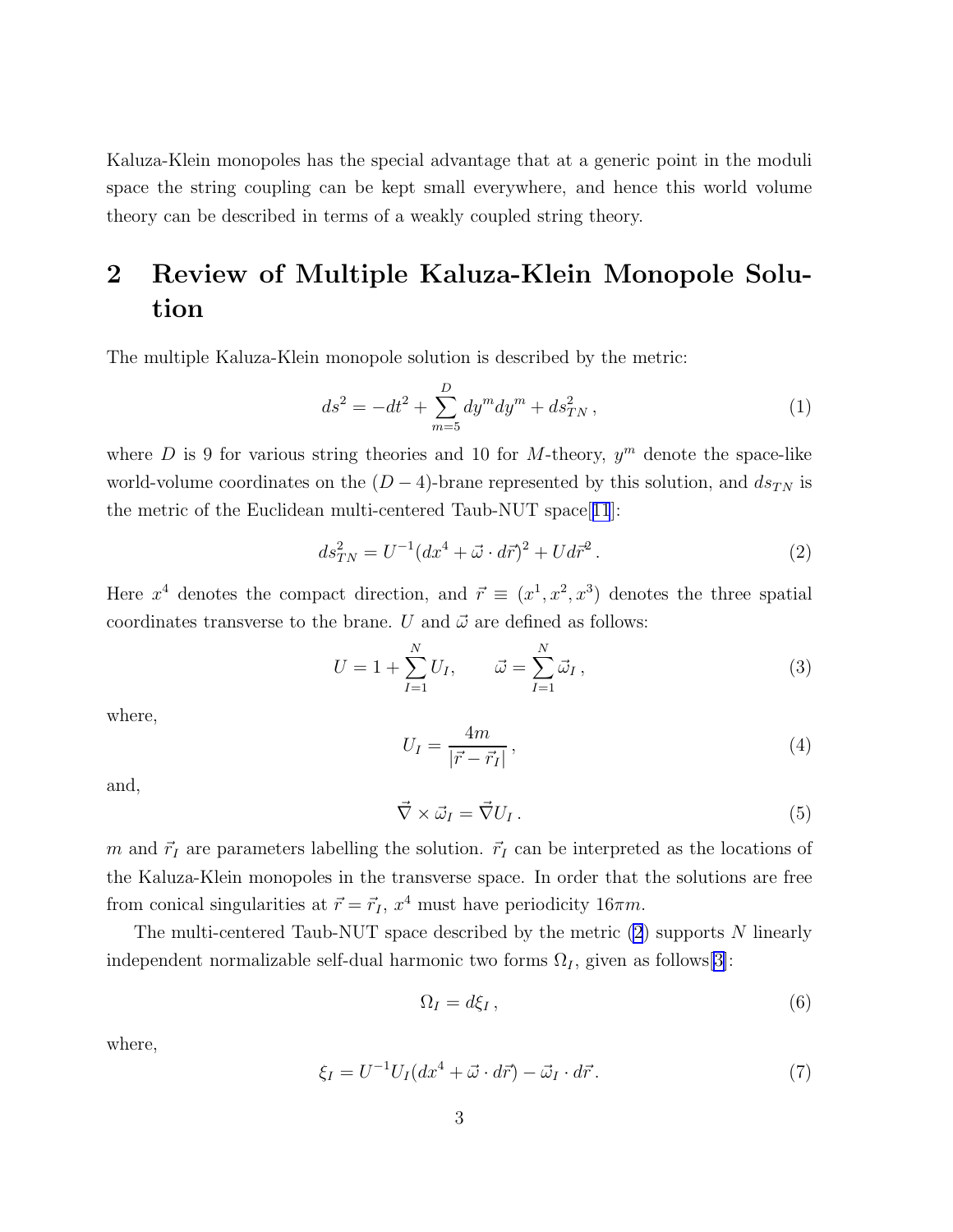Kaluza-Klein monopoles has the special advantage that at a generic point in the moduli space the string coupling can be kept small everywhere, and hence this world volume theory can be described in terms of a weakly coupled string theory.

## 2 Review of Multiple Kaluza-Klein Monopole Solution

The multiple Kaluza-Klein monopole solution is described by the metric:

$$ds^2 = -dt^2 + \sum_{m=5}^{D} dy^m dy^m + ds_{TN}^2 \,, \tag{1}$$

where $D$ is 9 for various string theories and 10 for $M$-theory, $y^m$ denote the space-like world-volume coordinates on the $(D-4)$-brane represented by this solution, and $ds_{TN}$ is the metric of the Euclidean multi-centered Taub-NUT space[11]:

$$ds_{TN}^2 = U^{-1}(dx^4 + \vec{\omega} \cdot d\vec{r})^2 + U d\vec{r}^{\,2} \,. \tag{2}$$

Here $x^4$ denotes the compact direction, and $\vec{r} \equiv (x^1, x^2, x^3)$ denotes the three spatial coordinates transverse to the brane. $U$ and $\vec{\omega}$ are defined as follows:

$$U = 1 + \sum_{I=1}^{N} U_I, \qquad \vec{\omega} = \sum_{I=1}^{N} \vec{\omega}_I \,, \tag{3}$$

where,

$$U_I = \frac{4m}{|\vec{r} - \vec{r}_I|} \,, \tag{4}$$

and,

$$\vec{\nabla} \times \vec{\omega}_I = \vec{\nabla} U_I \,. \tag{5}$$

$m$ and $\vec{r}_I$ are parameters labelling the solution. $\vec{r}_I$ can be interpreted as the locations of the Kaluza-Klein monopoles in the transverse space. In order that the solutions are free from conical singularities at $\vec{r} = \vec{r}_I$, $x^4$ must have periodicity $16\pi m$.

The multi-centered Taub-NUT space described by the metric (2) supports $N$ linearly independent normalizable self-dual harmonic two forms $\Omega_I$, given as follows[3]:

$$\Omega_I = d\xi_I \,, \tag{6}$$

where,

$$\xi_I = U^{-1} U_I (dx^4 + \vec{\omega} \cdot d\vec{r}) - \vec{\omega}_I \cdot d\vec{r} \,. \tag{7}$$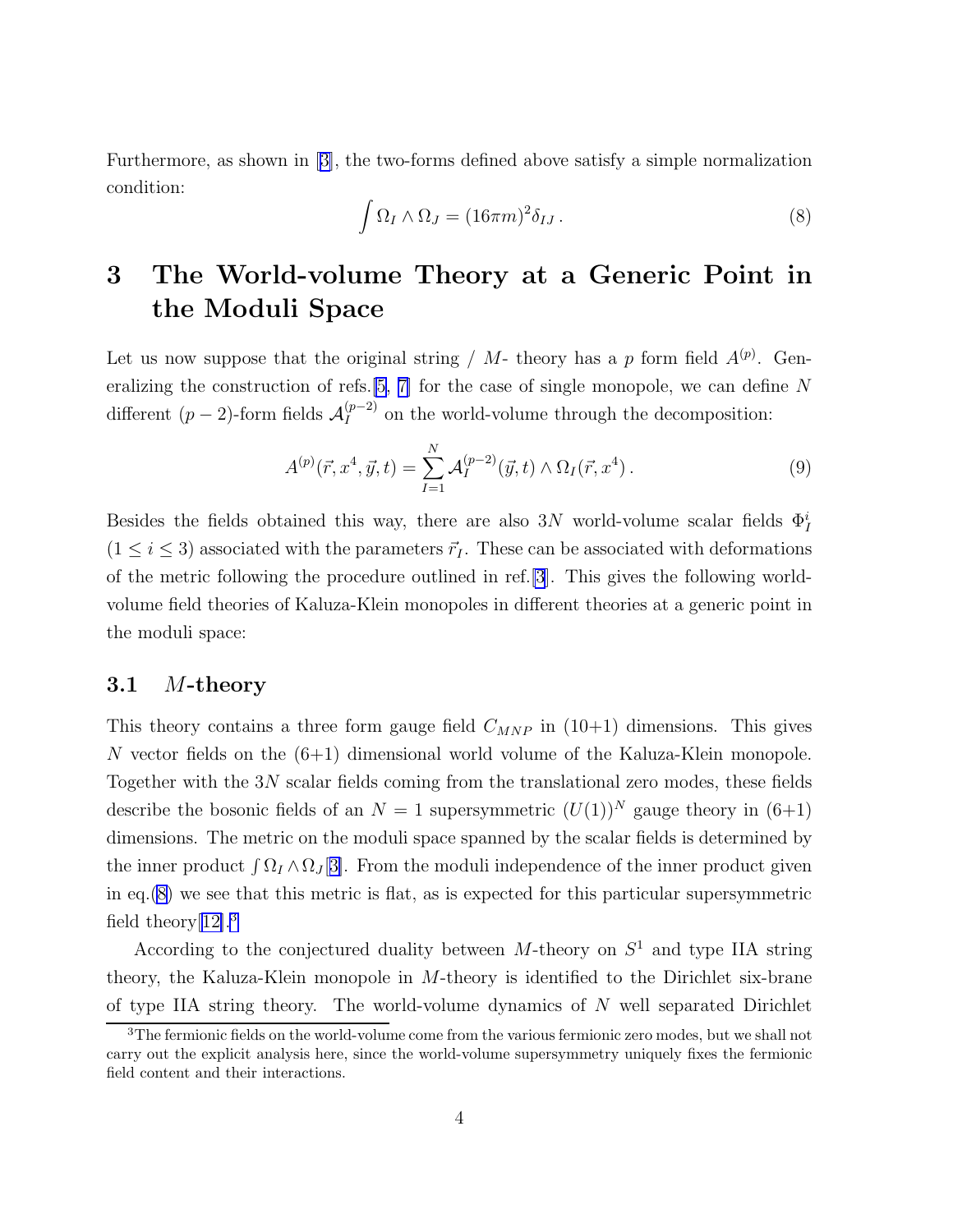Furthermore, as shown in [3], the two-forms defined above satisfy a simple normalization condition:

$$\int \Omega_I \wedge \Omega_J = (16\pi m)^2 \delta_{IJ} \,. \tag{8}$$

# 3 The World-volume Theory at a Generic Point in the Moduli Space

Let us now suppose that the original string / $M$- theory has a $p$ form field $A^{(p)}$. Generalizing the construction of refs.[5, 7] for the case of single monopole, we can define $N$ different $(p-2)$-form fields $\mathcal{A}_I^{(p-2)}$ on the world-volume through the decomposition:

$$A^{(p)}(\vec{r}, x^4, \vec{y}, t) = \sum_{I=1}^{N} \mathcal{A}_I^{(p-2)}(\vec{y}, t) \wedge \Omega_I(\vec{r}, x^4) \,. \tag{9}$$

Besides the fields obtained this way, there are also $3N$ world-volume scalar fields $\Phi_I^i$ $(1 \le i \le 3)$ associated with the parameters $\vec{r}_I$. These can be associated with deformations of the metric following the procedure outlined in ref.[3]. This gives the following world-volume field theories of Kaluza-Klein monopoles in different theories at a generic point in the moduli space:

## 3.1 $M$-theory

This theory contains a three form gauge field $C_{MNP}$ in (10+1) dimensions. This gives $N$ vector fields on the (6+1) dimensional world volume of the Kaluza-Klein monopole. Together with the $3N$ scalar fields coming from the translational zero modes, these fields describe the bosonic fields of an $N = 1$ supersymmetric $(U(1))^N$ gauge theory in (6+1) dimensions. The metric on the moduli space spanned by the scalar fields is determined by the inner product $\int \Omega_I \wedge \Omega_J$[3]. From the moduli independence of the inner product given in eq.(8) we see that this metric is flat, as is expected for this particular supersymmetric field theory[12].[3]

According to the conjectured duality between $M$-theory on $S^1$ and type IIA string theory, the Kaluza-Klein monopole in $M$-theory is identified to the Dirichlet six-brane of type IIA string theory. The world-volume dynamics of $N$ well separated Dirichlet

[3]The fermionic fields on the world-volume come from the various fermionic zero modes, but we shall not carry out the explicit analysis here, since the world-volume supersymmetry uniquely fixes the fermionic field content and their interactions.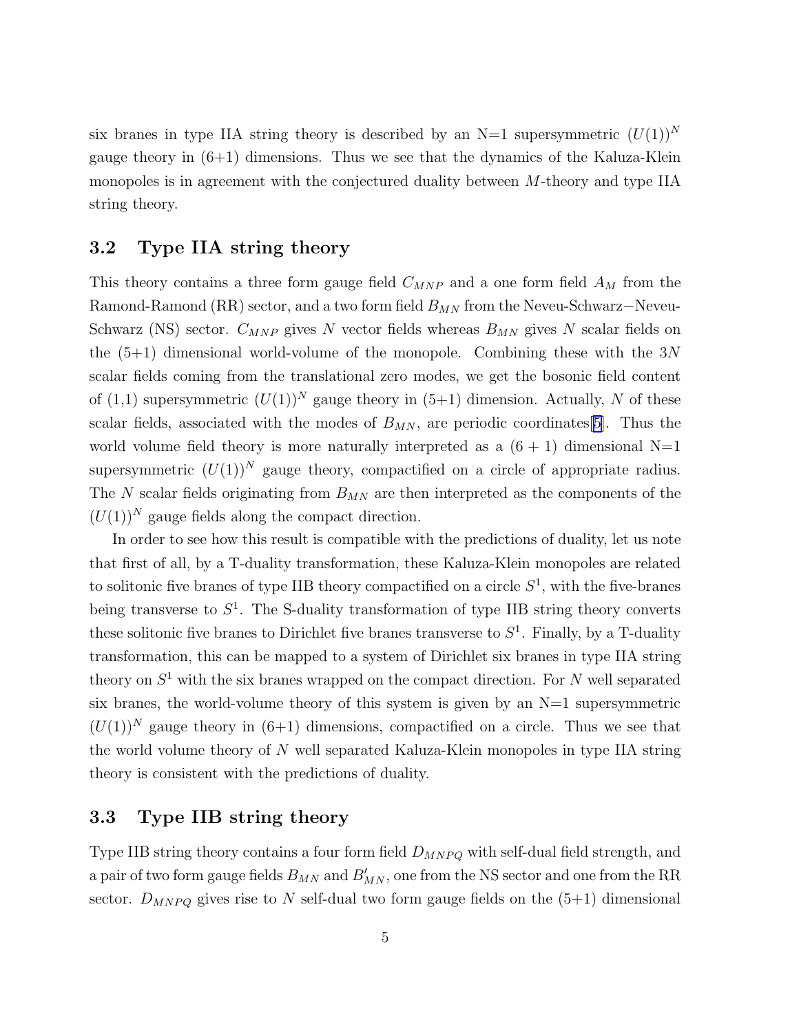six branes in type IIA string theory is described by an N=1 supersymmetric $(U(1))^N$ gauge theory in (6+1) dimensions. Thus we see that the dynamics of the Kaluza-Klein monopoles is in agreement with the conjectured duality between $M$-theory and type IIA string theory.

## 3.2 Type IIA string theory

This theory contains a three form gauge field $C_{MNP}$ and a one form field $A_M$ from the Ramond-Ramond (RR) sector, and a two form field $B_{MN}$ from the Neveu-Schwarz−Neveu-Schwarz (NS) sector. $C_{MNP}$ gives $N$ vector fields whereas $B_{MN}$ gives $N$ scalar fields on the (5+1) dimensional world-volume of the monopole. Combining these with the $3N$ scalar fields coming from the translational zero modes, we get the bosonic field content of (1,1) supersymmetric $(U(1))^N$ gauge theory in (5+1) dimension. Actually, $N$ of these scalar fields, associated with the modes of $B_{MN}$, are periodic coordinates[5]. Thus the world volume field theory is more naturally interpreted as a $(6+1)$ dimensional N=1 supersymmetric $(U(1))^N$ gauge theory, compactified on a circle of appropriate radius. The $N$ scalar fields originating from $B_{MN}$ are then interpreted as the components of the $(U(1))^N$ gauge fields along the compact direction.

In order to see how this result is compatible with the predictions of duality, let us note that first of all, by a T-duality transformation, these Kaluza-Klein monopoles are related to solitonic five branes of type IIB theory compactified on a circle $S^1$, with the five-branes being transverse to $S^1$. The S-duality transformation of type IIB string theory converts these solitonic five branes to Dirichlet five branes transverse to $S^1$. Finally, by a T-duality transformation, this can be mapped to a system of Dirichlet six branes in type IIA string theory on $S^1$ with the six branes wrapped on the compact direction. For $N$ well separated six branes, the world-volume theory of this system is given by an N=1 supersymmetric $(U(1))^N$ gauge theory in (6+1) dimensions, compactified on a circle. Thus we see that the world volume theory of $N$ well separated Kaluza-Klein monopoles in type IIA string theory is consistent with the predictions of duality.

## 3.3 Type IIB string theory

Type IIB string theory contains a four form field $D_{MNPQ}$ with self-dual field strength, and a pair of two form gauge fields $B_{MN}$ and $B'_{MN}$, one from the NS sector and one from the RR sector. $D_{MNPQ}$ gives rise to $N$ self-dual two form gauge fields on the (5+1) dimensional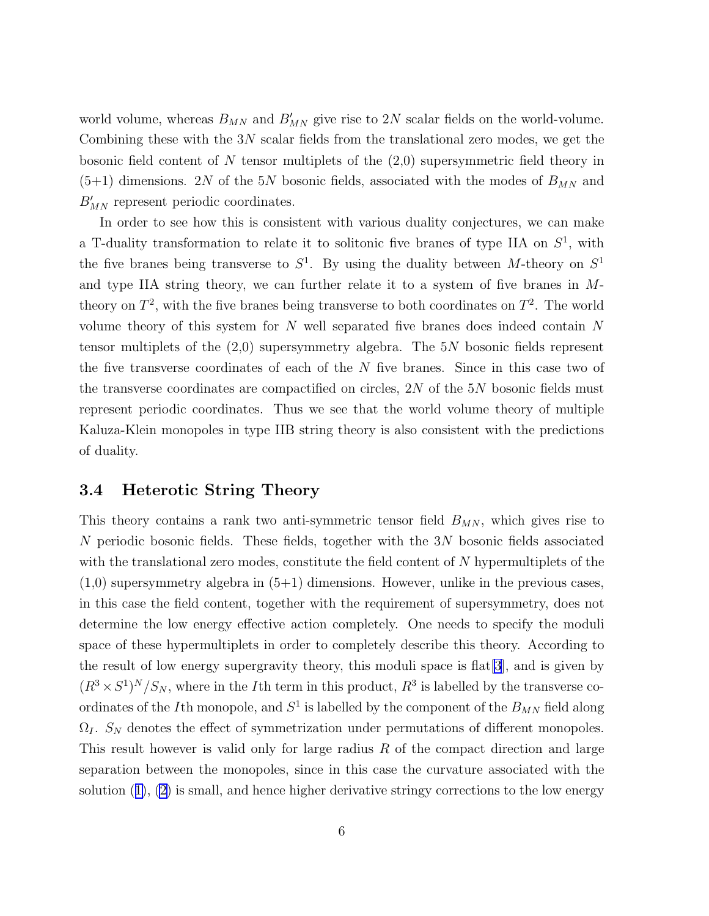world volume, whereas $B_{MN}$ and $B'_{MN}$ give rise to $2N$ scalar fields on the world-volume. Combining these with the $3N$ scalar fields from the translational zero modes, we get the bosonic field content of $N$ tensor multiplets of the (2,0) supersymmetric field theory in (5+1) dimensions. $2N$ of the $5N$ bosonic fields, associated with the modes of $B_{MN}$ and $B'_{MN}$ represent periodic coordinates.

In order to see how this is consistent with various duality conjectures, we can make a T-duality transformation to relate it to solitonic five branes of type IIA on $S^1$, with the five branes being transverse to $S^1$. By using the duality between $M$-theory on $S^1$ and type IIA string theory, we can further relate it to a system of five branes in $M$-theory on $T^2$, with the five branes being transverse to both coordinates on $T^2$. The world volume theory of this system for $N$ well separated five branes does indeed contain $N$ tensor multiplets of the (2,0) supersymmetry algebra. The $5N$ bosonic fields represent the five transverse coordinates of each of the $N$ five branes. Since in this case two of the transverse coordinates are compactified on circles, $2N$ of the $5N$ bosonic fields must represent periodic coordinates. Thus we see that the world volume theory of multiple Kaluza-Klein monopoles in type IIB string theory is also consistent with the predictions of duality.

### 3.4 Heterotic String Theory

This theory contains a rank two anti-symmetric tensor field $B_{MN}$, which gives rise to $N$ periodic bosonic fields. These fields, together with the $3N$ bosonic fields associated with the translational zero modes, constitute the field content of $N$ hypermultiplets of the (1,0) supersymmetry algebra in (5+1) dimensions. However, unlike in the previous cases, in this case the field content, together with the requirement of supersymmetry, does not determine the low energy effective action completely. One needs to specify the moduli space of these hypermultiplets in order to completely describe this theory. According to the result of low energy supergravity theory, this moduli space is flat[3], and is given by $(R^3 \times S^1)^N / S_N$, where in the $I$th term in this product, $R^3$ is labelled by the transverse coordinates of the $I$th monopole, and $S^1$ is labelled by the component of the $B_{MN}$ field along $\Omega_I$. $S_N$ denotes the effect of symmetrization under permutations of different monopoles. This result however is valid only for large radius $R$ of the compact direction and large separation between the monopoles, since in this case the curvature associated with the solution (1), (2) is small, and hence higher derivative stringy corrections to the low energy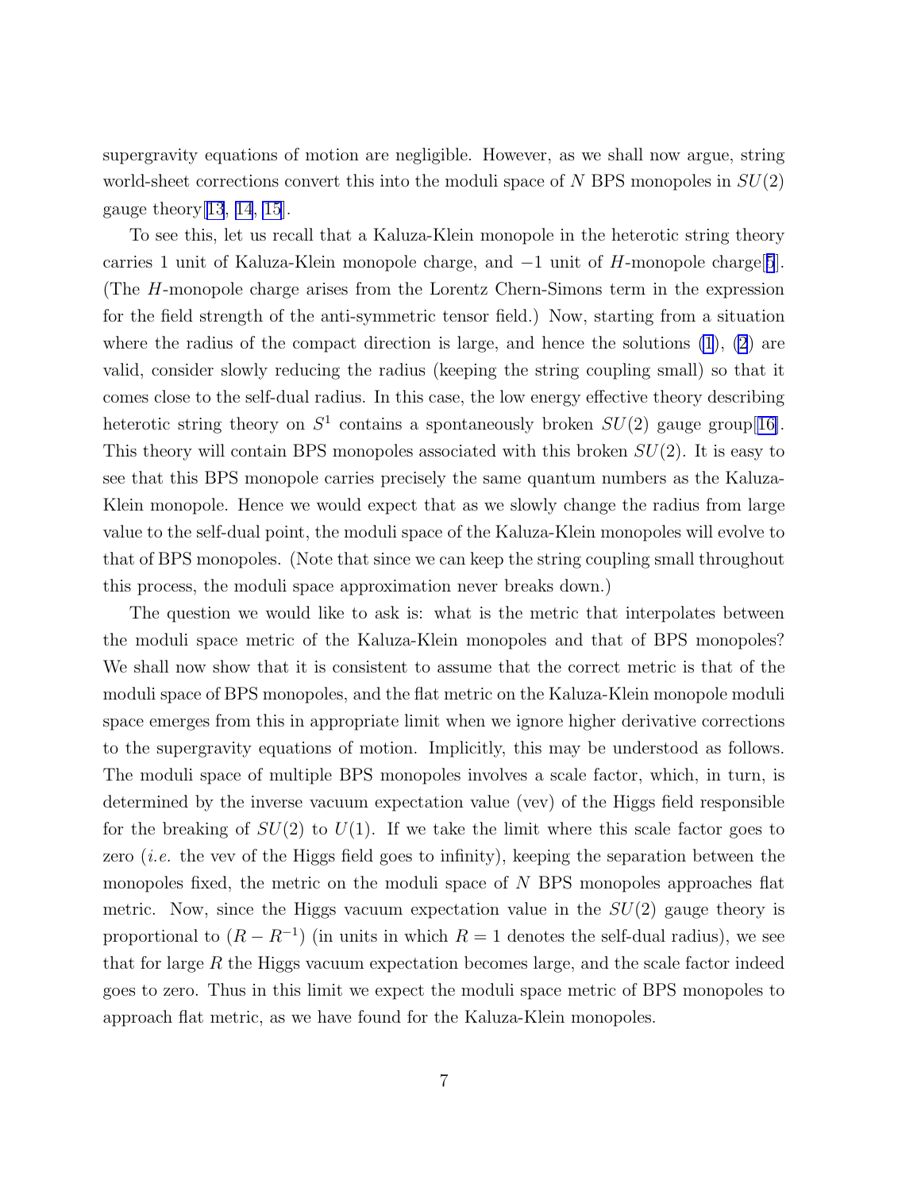supergravity equations of motion are negligible. However, as we shall now argue, string world-sheet corrections convert this into the moduli space of $N$ BPS monopoles in $SU(2)$ gauge theory[13, 14, 15].

To see this, let us recall that a Kaluza-Klein monopole in the heterotic string theory carries 1 unit of Kaluza-Klein monopole charge, and $-1$ unit of $H$-monopole charge[5]. (The $H$-monopole charge arises from the Lorentz Chern-Simons term in the expression for the field strength of the anti-symmetric tensor field.) Now, starting from a situation where the radius of the compact direction is large, and hence the solutions (1), (2) are valid, consider slowly reducing the radius (keeping the string coupling small) so that it comes close to the self-dual radius. In this case, the low energy effective theory describing heterotic string theory on $S^1$ contains a spontaneously broken $SU(2)$ gauge group[16]. This theory will contain BPS monopoles associated with this broken $SU(2)$. It is easy to see that this BPS monopole carries precisely the same quantum numbers as the Kaluza-Klein monopole. Hence we would expect that as we slowly change the radius from large value to the self-dual point, the moduli space of the Kaluza-Klein monopoles will evolve to that of BPS monopoles. (Note that since we can keep the string coupling small throughout this process, the moduli space approximation never breaks down.)

The question we would like to ask is: what is the metric that interpolates between the moduli space metric of the Kaluza-Klein monopoles and that of BPS monopoles? We shall now show that it is consistent to assume that the correct metric is that of the moduli space of BPS monopoles, and the flat metric on the Kaluza-Klein monopole moduli space emerges from this in appropriate limit when we ignore higher derivative corrections to the supergravity equations of motion. Implicitly, this may be understood as follows. The moduli space of multiple BPS monopoles involves a scale factor, which, in turn, is determined by the inverse vacuum expectation value (vev) of the Higgs field responsible for the breaking of $SU(2)$ to $U(1)$. If we take the limit where this scale factor goes to zero (*i.e.* the vev of the Higgs field goes to infinity), keeping the separation between the monopoles fixed, the metric on the moduli space of $N$ BPS monopoles approaches flat metric. Now, since the Higgs vacuum expectation value in the $SU(2)$ gauge theory is proportional to $(R - R^{-1})$ (in units in which $R = 1$ denotes the self-dual radius), we see that for large $R$ the Higgs vacuum expectation becomes large, and the scale factor indeed goes to zero. Thus in this limit we expect the moduli space metric of BPS monopoles to approach flat metric, as we have found for the Kaluza-Klein monopoles.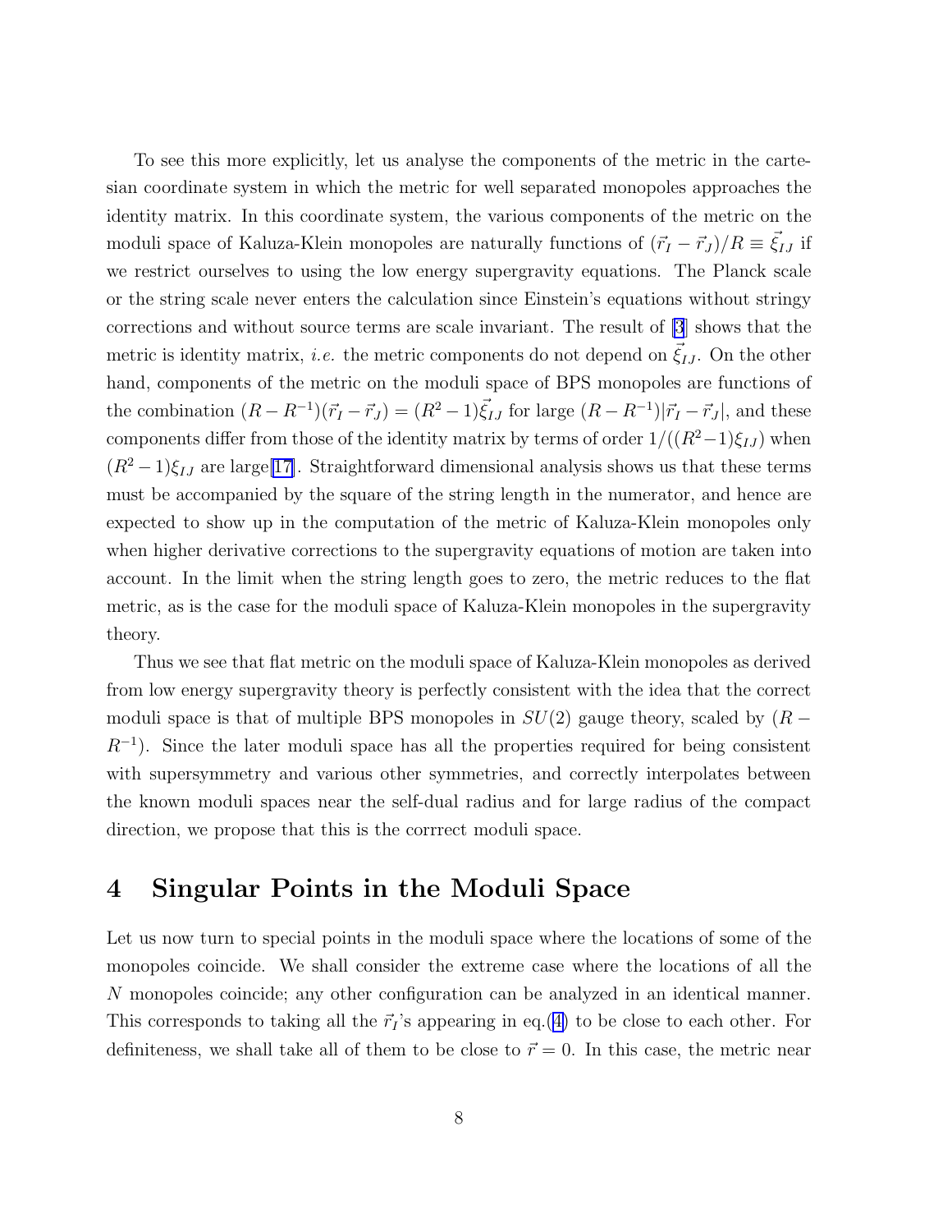To see this more explicitly, let us analyse the components of the metric in the cartesian coordinate system in which the metric for well separated monopoles approaches the identity matrix. In this coordinate system, the various components of the metric on the moduli space of Kaluza-Klein monopoles are naturally functions of $(\vec{r}_I - \vec{r}_J)/R \equiv \vec{\xi}_{IJ}$ if we restrict ourselves to using the low energy supergravity equations. The Planck scale or the string scale never enters the calculation since Einstein's equations without stringy corrections and without source terms are scale invariant. The result of [3] shows that the metric is identity matrix, *i.e.* the metric components do not depend on $\vec{\xi}_{IJ}$. On the other hand, components of the metric on the moduli space of BPS monopoles are functions of the combination $(R - R^{-1})(\vec{r}_I - \vec{r}_J) = (R^2 - 1)\vec{\xi}_{IJ}$ for large $(R - R^{-1})|\vec{r}_I - \vec{r}_J|$, and these components differ from those of the identity matrix by terms of order $1/((R^2 - 1)\xi_{IJ})$ when $(R^2 - 1)\xi_{IJ}$ are large[17]. Straightforward dimensional analysis shows us that these terms must be accompanied by the square of the string length in the numerator, and hence are expected to show up in the computation of the metric of Kaluza-Klein monopoles only when higher derivative corrections to the supergravity equations of motion are taken into account. In the limit when the string length goes to zero, the metric reduces to the flat metric, as is the case for the moduli space of Kaluza-Klein monopoles in the supergravity theory.

Thus we see that flat metric on the moduli space of Kaluza-Klein monopoles as derived from low energy supergravity theory is perfectly consistent with the idea that the correct moduli space is that of multiple BPS monopoles in $SU(2)$ gauge theory, scaled by $(R - R^{-1})$. Since the later moduli space has all the properties required for being consistent with supersymmetry and various other symmetries, and correctly interpolates between the known moduli spaces near the self-dual radius and for large radius of the compact direction, we propose that this is the corrrect moduli space.

# 4 Singular Points in the Moduli Space

Let us now turn to special points in the moduli space where the locations of some of the monopoles coincide. We shall consider the extreme case where the locations of all the $N$ monopoles coincide; any other configuration can be analyzed in an identical manner. This corresponds to taking all the $\vec{r}_I$'s appearing in eq.(4) to be close to each other. For definiteness, we shall take all of them to be close to $\vec{r} = 0$. In this case, the metric near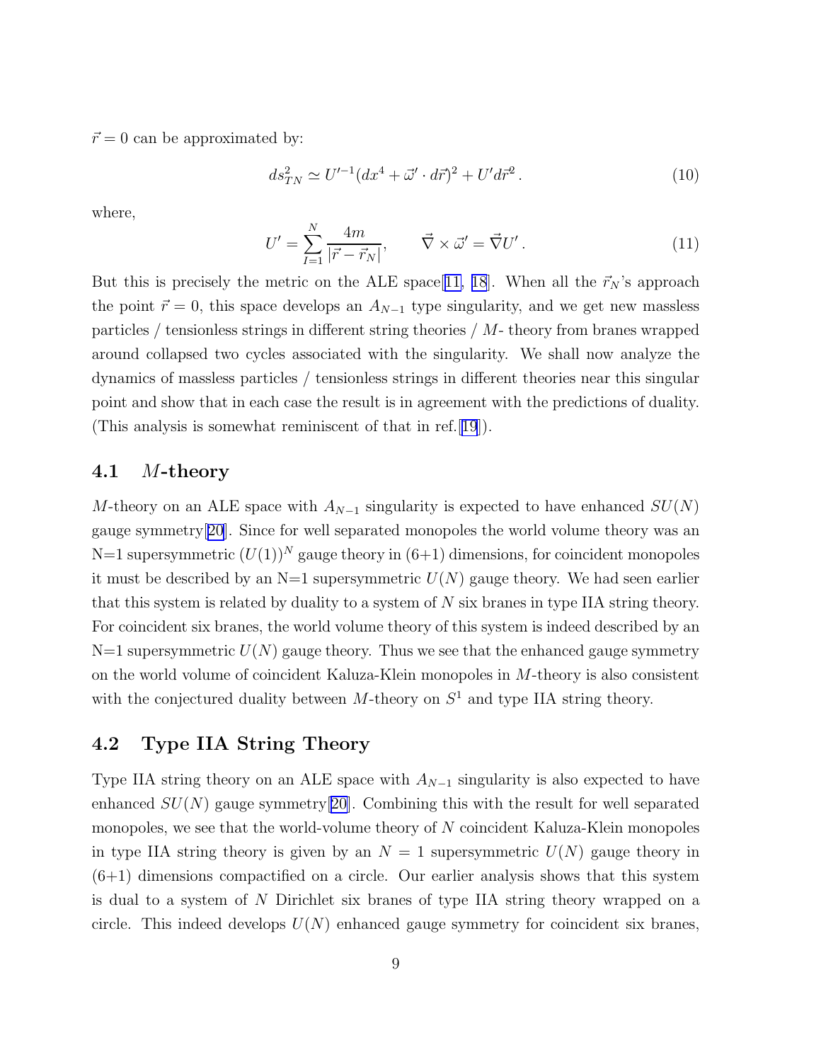$\vec{r} = 0$ can be approximated by:

$$ds^2_{TN} \simeq U'^{-1}(dx^4 + \vec{\omega}' \cdot d\vec{r})^2 + U' d\vec{r}^2 \,. \tag{10}$$

where,

$$U' = \sum_{I=1}^{N} \frac{4m}{|\vec{r} - \vec{r}_N|}, \qquad \vec{\nabla} \times \vec{\omega}' = \vec{\nabla} U' \,. \tag{11}$$

But this is precisely the metric on the ALE space[11, 18]. When all the $\vec{r}_N$'s approach the point $\vec{r} = 0$, this space develops an $A_{N-1}$ type singularity, and we get new massless particles / tensionless strings in different string theories / $M$- theory from branes wrapped around collapsed two cycles associated with the singularity. We shall now analyze the dynamics of massless particles / tensionless strings in different theories near this singular point and show that in each case the result is in agreement with the predictions of duality. (This analysis is somewhat reminiscent of that in ref.[19]).

## 4.1 $M$-theory

$M$-theory on an ALE space with $A_{N-1}$ singularity is expected to have enhanced $SU(N)$ gauge symmetry[20]. Since for well separated monopoles the world volume theory was an N=1 supersymmetric $(U(1))^N$ gauge theory in (6+1) dimensions, for coincident monopoles it must be described by an N=1 supersymmetric $U(N)$ gauge theory. We had seen earlier that this system is related by duality to a system of $N$ six branes in type IIA string theory. For coincident six branes, the world volume theory of this system is indeed described by an N=1 supersymmetric $U(N)$ gauge theory. Thus we see that the enhanced gauge symmetry on the world volume of coincident Kaluza-Klein monopoles in $M$-theory is also consistent with the conjectured duality between $M$-theory on $S^1$ and type IIA string theory.

## 4.2 Type IIA String Theory

Type IIA string theory on an ALE space with $A_{N-1}$ singularity is also expected to have enhanced $SU(N)$ gauge symmetry[20]. Combining this with the result for well separated monopoles, we see that the world-volume theory of $N$ coincident Kaluza-Klein monopoles in type IIA string theory is given by an $N = 1$ supersymmetric $U(N)$ gauge theory in (6+1) dimensions compactified on a circle. Our earlier analysis shows that this system is dual to a system of $N$ Dirichlet six branes of type IIA string theory wrapped on a circle. This indeed develops $U(N)$ enhanced gauge symmetry for coincident six branes,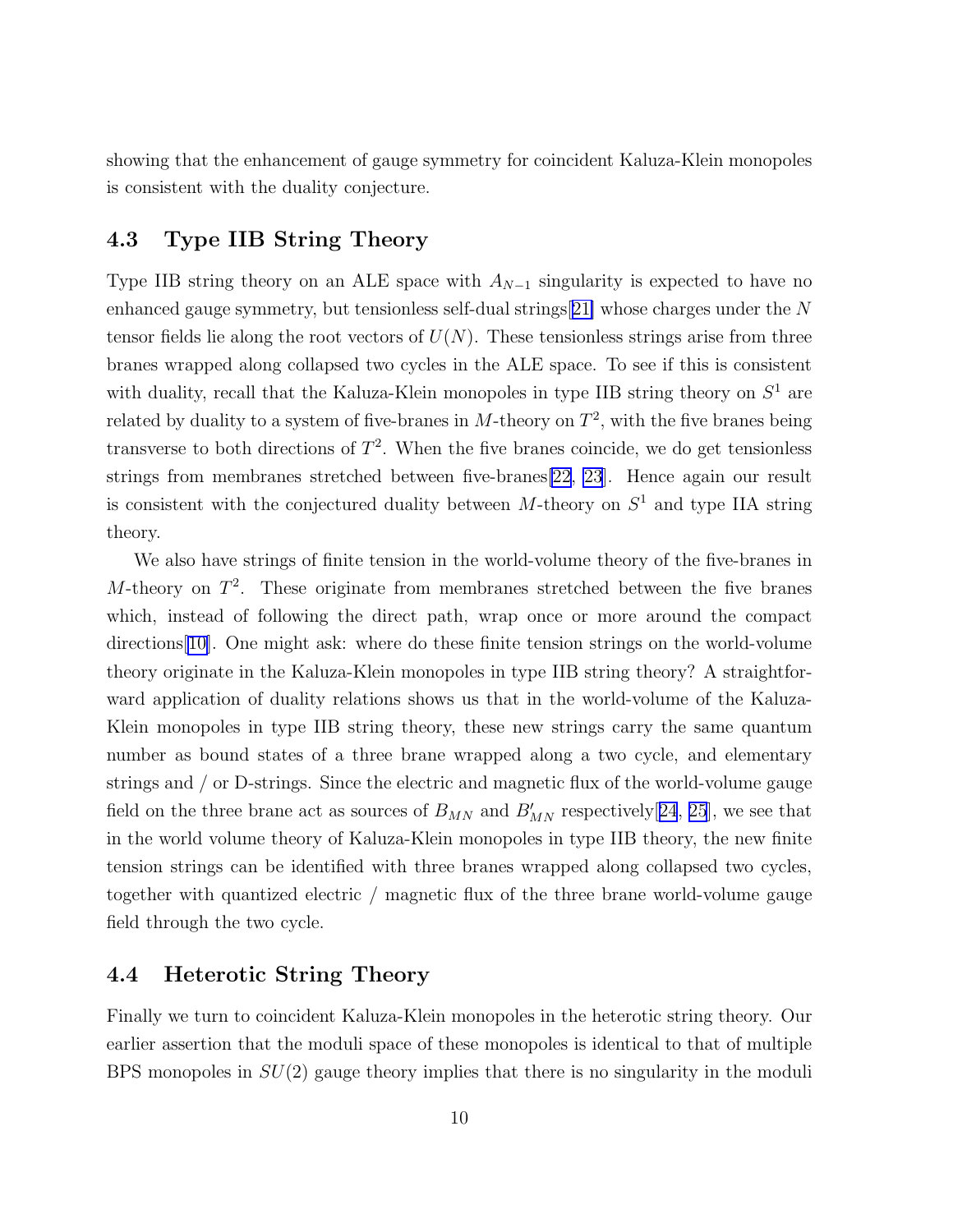showing that the enhancement of gauge symmetry for coincident Kaluza-Klein monopoles is consistent with the duality conjecture.

### 4.3 Type IIB String Theory

Type IIB string theory on an ALE space with $A_{N-1}$ singularity is expected to have no enhanced gauge symmetry, but tensionless self-dual strings[21] whose charges under the $N$ tensor fields lie along the root vectors of $U(N)$. These tensionless strings arise from three branes wrapped along collapsed two cycles in the ALE space. To see if this is consistent with duality, recall that the Kaluza-Klein monopoles in type IIB string theory on $S^1$ are related by duality to a system of five-branes in $M$-theory on $T^2$, with the five branes being transverse to both directions of $T^2$. When the five branes coincide, we do get tensionless strings from membranes stretched between five-branes[22, 23]. Hence again our result is consistent with the conjectured duality between $M$-theory on $S^1$ and type IIA string theory.

We also have strings of finite tension in the world-volume theory of the five-branes in $M$-theory on $T^2$. These originate from membranes stretched between the five branes which, instead of following the direct path, wrap once or more around the compact directions[10]. One might ask: where do these finite tension strings on the world-volume theory originate in the Kaluza-Klein monopoles in type IIB string theory? A straightforward application of duality relations shows us that in the world-volume of the Kaluza-Klein monopoles in type IIB string theory, these new strings carry the same quantum number as bound states of a three brane wrapped along a two cycle, and elementary strings and / or D-strings. Since the electric and magnetic flux of the world-volume gauge field on the three brane act as sources of $B_{MN}$ and $B'_{MN}$ respectively[24, 25], we see that in the world volume theory of Kaluza-Klein monopoles in type IIB theory, the new finite tension strings can be identified with three branes wrapped along collapsed two cycles, together with quantized electric / magnetic flux of the three brane world-volume gauge field through the two cycle.

### 4.4 Heterotic String Theory

Finally we turn to coincident Kaluza-Klein monopoles in the heterotic string theory. Our earlier assertion that the moduli space of these monopoles is identical to that of multiple BPS monopoles in $SU(2)$ gauge theory implies that there is no singularity in the moduli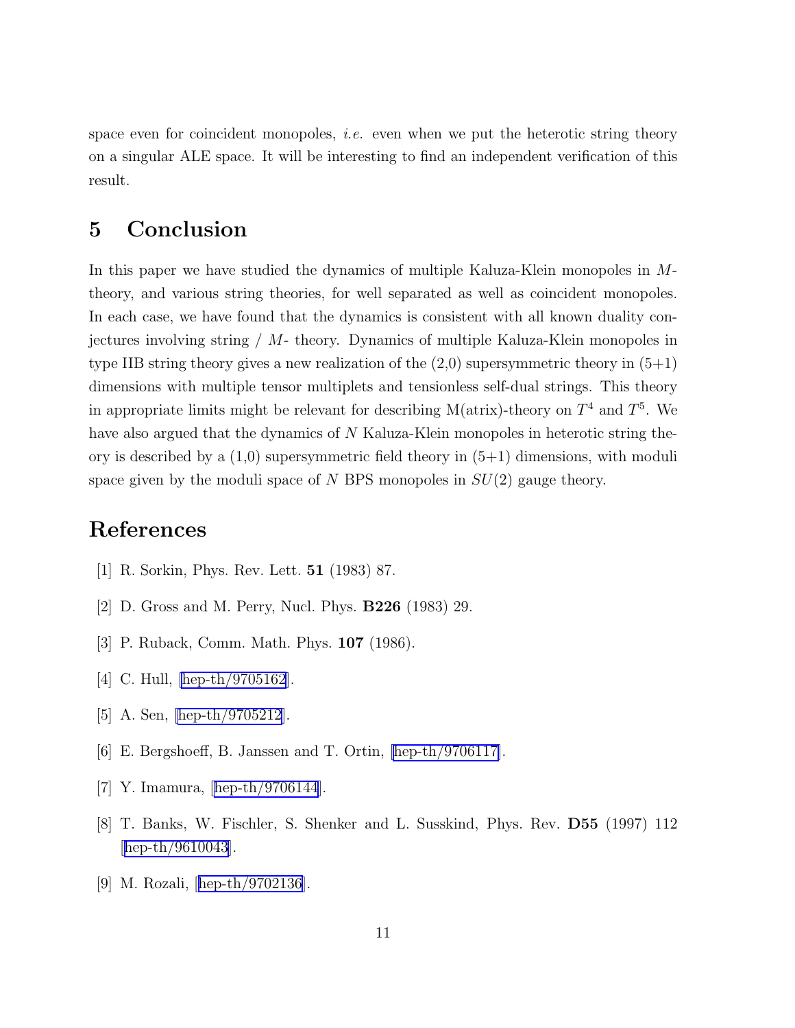space even for coincident monopoles, *i.e.* even when we put the heterotic string theory on a singular ALE space. It will be interesting to find an independent verification of this result.

# 5 Conclusion

In this paper we have studied the dynamics of multiple Kaluza-Klein monopoles in $M$-theory, and various string theories, for well separated as well as coincident monopoles. In each case, we have found that the dynamics is consistent with all known duality conjectures involving string / $M$- theory. Dynamics of multiple Kaluza-Klein monopoles in type IIB string theory gives a new realization of the (2,0) supersymmetric theory in (5+1) dimensions with multiple tensor multiplets and tensionless self-dual strings. This theory in appropriate limits might be relevant for describing M(atrix)-theory on $T^4$ and $T^5$. We have also argued that the dynamics of $N$ Kaluza-Klein monopoles in heterotic string theory is described by a (1,0) supersymmetric field theory in (5+1) dimensions, with moduli space given by the moduli space of $N$ BPS monopoles in $SU(2)$ gauge theory.

# References

[1] R. Sorkin, Phys. Rev. Lett. **51** (1983) 87.

[2] D. Gross and M. Perry, Nucl. Phys. **B226** (1983) 29.

[3] P. Ruback, Comm. Math. Phys. **107** (1986).

[4] C. Hull, [hep-th/9705162].

[5] A. Sen, [hep-th/9705212].

[6] E. Bergshoeff, B. Janssen and T. Ortin, [hep-th/9706117].

[7] Y. Imamura, [hep-th/9706144].

[8] T. Banks, W. Fischler, S. Shenker and L. Susskind, Phys. Rev. **D55** (1997) 112 [hep-th/9610043].

[9] M. Rozali, [hep-th/9702136].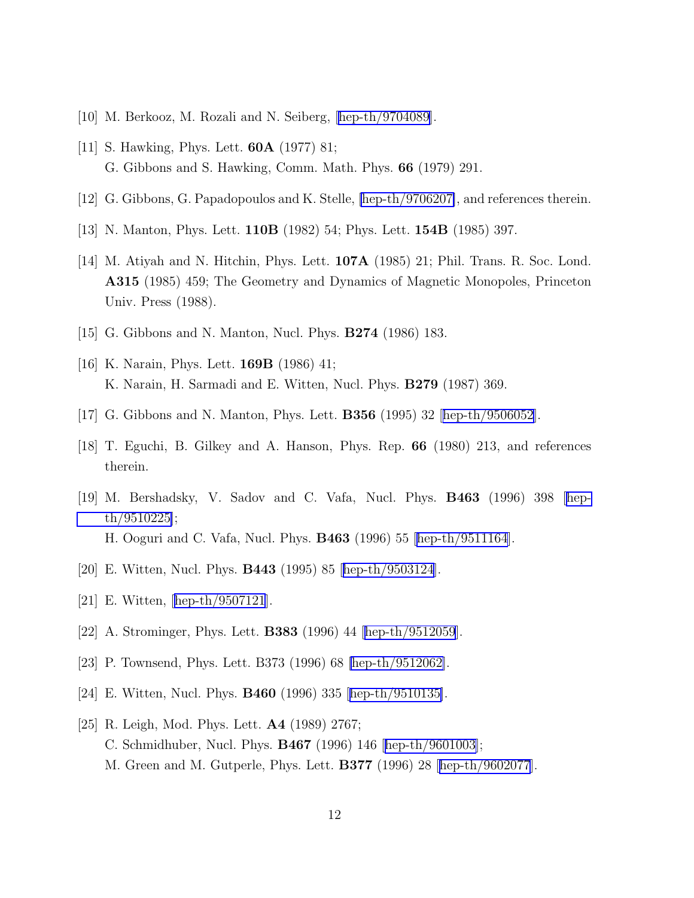[10] M. Berkooz, M. Rozali and N. Seiberg, [hep-th/9704089].

[11] S. Hawking, Phys. Lett. **60A** (1977) 81;
G. Gibbons and S. Hawking, Comm. Math. Phys. **66** (1979) 291.

[12] G. Gibbons, G. Papadopoulos and K. Stelle, [hep-th/9706207], and references therein.

[13] N. Manton, Phys. Lett. **110B** (1982) 54; Phys. Lett. **154B** (1985) 397.

[14] M. Atiyah and N. Hitchin, Phys. Lett. **107A** (1985) 21; Phil. Trans. R. Soc. Lond. **A315** (1985) 459; The Geometry and Dynamics of Magnetic Monopoles, Princeton Univ. Press (1988).

[15] G. Gibbons and N. Manton, Nucl. Phys. **B274** (1986) 183.

[16] K. Narain, Phys. Lett. **169B** (1986) 41;
K. Narain, H. Sarmadi and E. Witten, Nucl. Phys. **B279** (1987) 369.

[17] G. Gibbons and N. Manton, Phys. Lett. **B356** (1995) 32 [hep-th/9506052].

[18] T. Eguchi, B. Gilkey and A. Hanson, Phys. Rep. **66** (1980) 213, and references therein.

[19] M. Bershadsky, V. Sadov and C. Vafa, Nucl. Phys. **B463** (1996) 398 [hep-th/9510225];
H. Ooguri and C. Vafa, Nucl. Phys. **B463** (1996) 55 [hep-th/9511164].

[20] E. Witten, Nucl. Phys. **B443** (1995) 85 [hep-th/9503124].

[21] E. Witten, [hep-th/9507121].

[22] A. Strominger, Phys. Lett. **B383** (1996) 44 [hep-th/9512059].

[23] P. Townsend, Phys. Lett. B373 (1996) 68 [hep-th/9512062].

[24] E. Witten, Nucl. Phys. **B460** (1996) 335 [hep-th/9510135].

[25] R. Leigh, Mod. Phys. Lett. **A4** (1989) 2767;
C. Schmidhuber, Nucl. Phys. **B467** (1996) 146 [hep-th/9601003];
M. Green and M. Gutperle, Phys. Lett. **B377** (1996) 28 [hep-th/9602077].